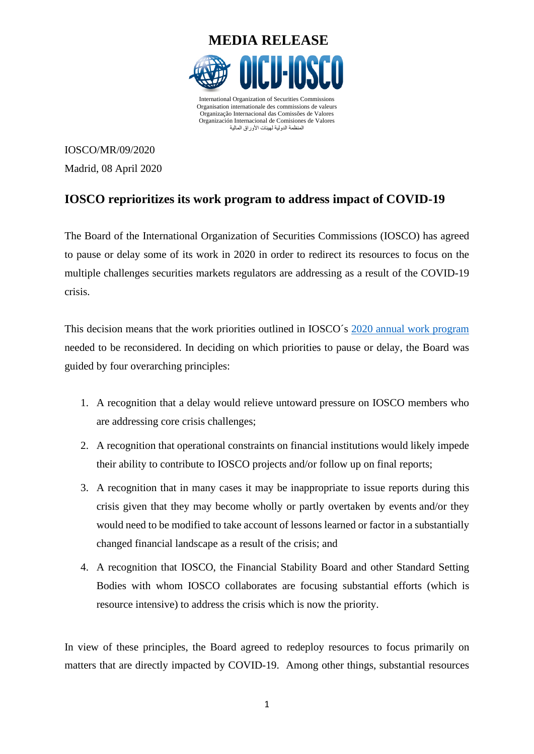# MEDIA RELEASE

International Organization of Securities Commissions
Organisation internationale des commissions de valeurs
Organização Internacional das Comissões de Valores
Organización Internacional de Comisiones de Valores
المنظمة الدولية لهيئات الأوراق المالية

IOSCO/MR/09/2020

Madrid, 08 April 2020

## IOSCO reprioritizes its work program to address impact of COVID-19

The Board of the International Organization of Securities Commissions (IOSCO) has agreed to pause or delay some of its work in 2020 in order to redirect its resources to focus on the multiple challenges securities markets regulators are addressing as a result of the COVID-19 crisis.

This decision means that the work priorities outlined in IOSCO´s 2020 annual work program needed to be reconsidered. In deciding on which priorities to pause or delay, the Board was guided by four overarching principles:

1. A recognition that a delay would relieve untoward pressure on IOSCO members who are addressing core crisis challenges;
2. A recognition that operational constraints on financial institutions would likely impede their ability to contribute to IOSCO projects and/or follow up on final reports;
3. A recognition that in many cases it may be inappropriate to issue reports during this crisis given that they may become wholly or partly overtaken by events and/or they would need to be modified to take account of lessons learned or factor in a substantially changed financial landscape as a result of the crisis; and
4. A recognition that IOSCO, the Financial Stability Board and other Standard Setting Bodies with whom IOSCO collaborates are focusing substantial efforts (which is resource intensive) to address the crisis which is now the priority.

In view of these principles, the Board agreed to redeploy resources to focus primarily on matters that are directly impacted by COVID-19. Among other things, substantial resources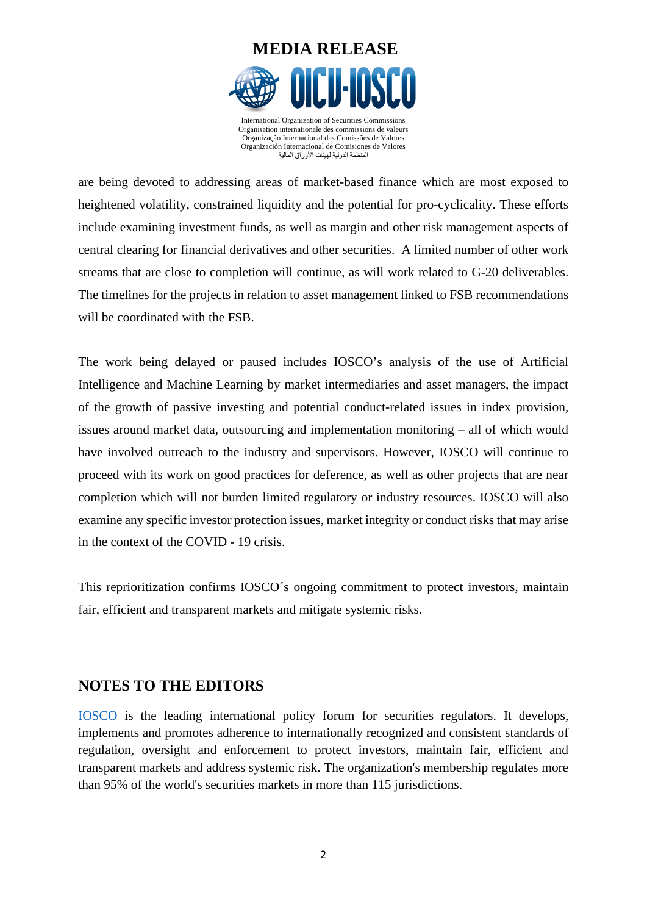are being devoted to addressing areas of market-based finance which are most exposed to heightened volatility, constrained liquidity and the potential for pro-cyclicality. These efforts include examining investment funds, as well as margin and other risk management aspects of central clearing for financial derivatives and other securities. A limited number of other work streams that are close to completion will continue, as will work related to G-20 deliverables. The timelines for the projects in relation to asset management linked to FSB recommendations will be coordinated with the FSB.

The work being delayed or paused includes IOSCO's analysis of the use of Artificial Intelligence and Machine Learning by market intermediaries and asset managers, the impact of the growth of passive investing and potential conduct-related issues in index provision, issues around market data, outsourcing and implementation monitoring – all of which would have involved outreach to the industry and supervisors. However, IOSCO will continue to proceed with its work on good practices for deference, as well as other projects that are near completion which will not burden limited regulatory or industry resources. IOSCO will also examine any specific investor protection issues, market integrity or conduct risks that may arise in the context of the COVID - 19 crisis.

This reprioritization confirms IOSCO´s ongoing commitment to protect investors, maintain fair, efficient and transparent markets and mitigate systemic risks.

## NOTES TO THE EDITORS

IOSCO is the leading international policy forum for securities regulators. It develops, implements and promotes adherence to internationally recognized and consistent standards of regulation, oversight and enforcement to protect investors, maintain fair, efficient and transparent markets and address systemic risk. The organization's membership regulates more than 95% of the world's securities markets in more than 115 jurisdictions.